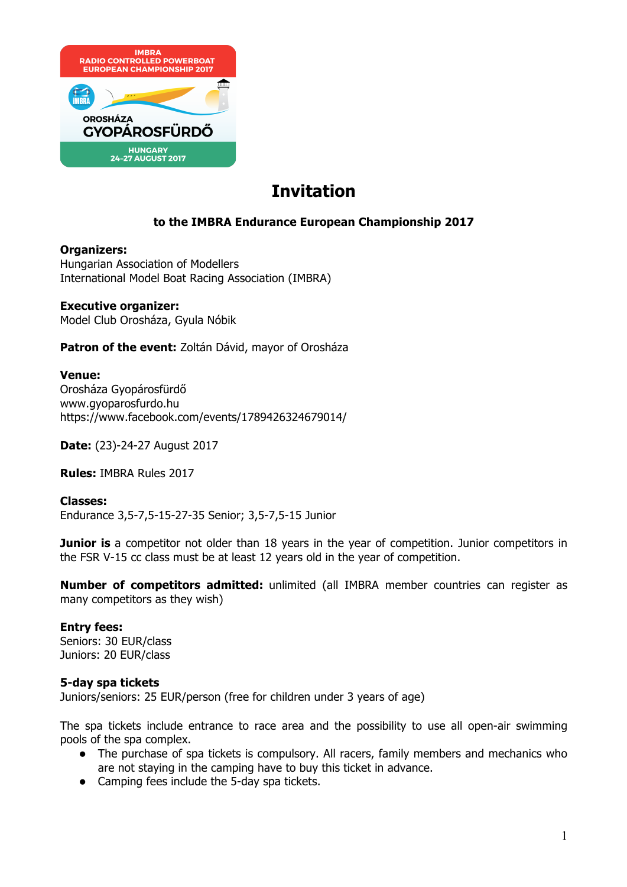IMBRA RADIO CONTROLLED POWERBOAT EUROPEAN CHAMPIONSHIP 2017

OROSHÁZA GYOPÁROSFÜRDŐ

HUNGARY 24-27 AUGUST 2017

# Invitation

## to the IMBRA Endurance European Championship 2017

**Organizers:**
Hungarian Association of Modellers
International Model Boat Racing Association (IMBRA)

**Executive organizer:**
Model Club Orosháza, Gyula Nóbik

**Patron of the event:** Zoltán Dávid, mayor of Orosháza

**Venue:**
Orosháza Gyopárosfürdő
www.gyoparosfurdo.hu
https://www.facebook.com/events/1789426324679014/

**Date:** (23)-24-27 August 2017

**Rules:** IMBRA Rules 2017

**Classes:**
Endurance 3,5-7,5-15-27-35 Senior; 3,5-7,5-15 Junior

**Junior is** a competitor not older than 18 years in the year of competition. Junior competitors in the FSR V-15 cc class must be at least 12 years old in the year of competition.

**Number of competitors admitted:** unlimited (all IMBRA member countries can register as many competitors as they wish)

**Entry fees:**
Seniors: 30 EUR/class
Juniors: 20 EUR/class

**5-day spa tickets**
Juniors/seniors: 25 EUR/person (free for children under 3 years of age)

The spa tickets include entrance to race area and the possibility to use all open-air swimming pools of the spa complex.

- The purchase of spa tickets is compulsory. All racers, family members and mechanics who are not staying in the camping have to buy this ticket in advance.
- Camping fees include the 5-day spa tickets.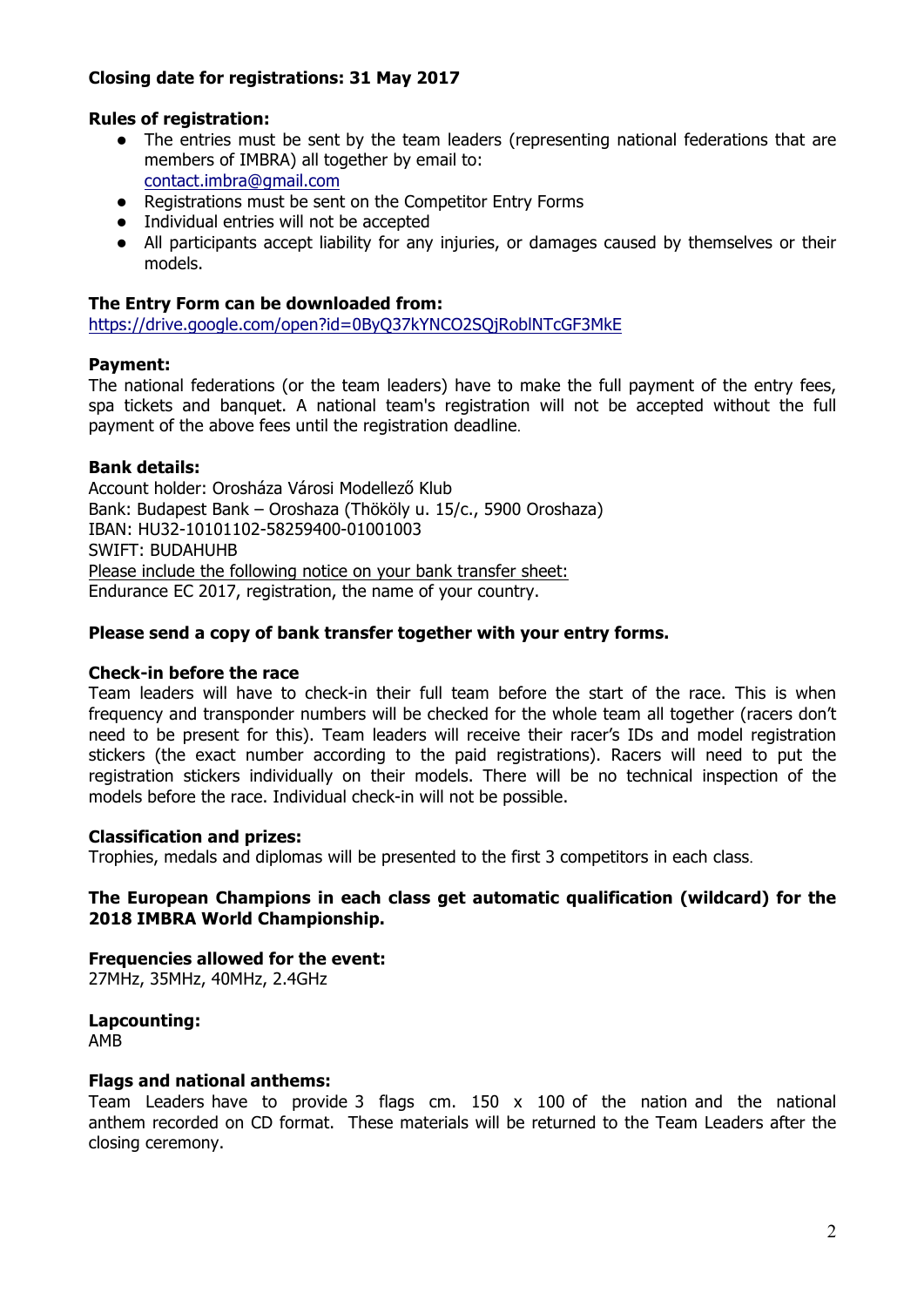**Closing date for registrations: 31 May 2017**

**Rules of registration:**

- The entries must be sent by the team leaders (representing national federations that are members of IMBRA) all together by email to: contact.imbra@gmail.com
- Registrations must be sent on the Competitor Entry Forms
- Individual entries will not be accepted
- All participants accept liability for any injuries, or damages caused by themselves or their models.

**The Entry Form can be downloaded from:**
https://drive.google.com/open?id=0ByQ37kYNCO2SQjRoblNTcGF3MkE

**Payment:**
The national federations (or the team leaders) have to make the full payment of the entry fees, spa tickets and banquet. A national team's registration will not be accepted without the full payment of the above fees until the registration deadline.

**Bank details:**
Account holder: Orosháza Városi Modellező Klub
Bank: Budapest Bank – Oroshaza (Thököly u. 15/c., 5900 Oroshaza)
IBAN: HU32-10101102-58259400-01001003
SWIFT: BUDAHUHB
Please include the following notice on your bank transfer sheet:
Endurance EC 2017, registration, the name of your country.

**Please send a copy of bank transfer together with your entry forms.**

**Check-in before the race**
Team leaders will have to check-in their full team before the start of the race. This is when frequency and transponder numbers will be checked for the whole team all together (racers don't need to be present for this). Team leaders will receive their racer's IDs and model registration stickers (the exact number according to the paid registrations). Racers will need to put the registration stickers individually on their models. There will be no technical inspection of the models before the race. Individual check-in will not be possible.

**Classification and prizes:**
Trophies, medals and diplomas will be presented to the first 3 competitors in each class.

**The European Champions in each class get automatic qualification (wildcard) for the 2018 IMBRA World Championship.**

**Frequencies allowed for the event:**
27MHz, 35MHz, 40MHz, 2.4GHz

**Lapcounting:**
AMB

**Flags and national anthems:**
Team Leaders have to provide 3 flags cm. 150 x 100 of the nation and the national anthem recorded on CD format. These materials will be returned to the Team Leaders after the closing ceremony.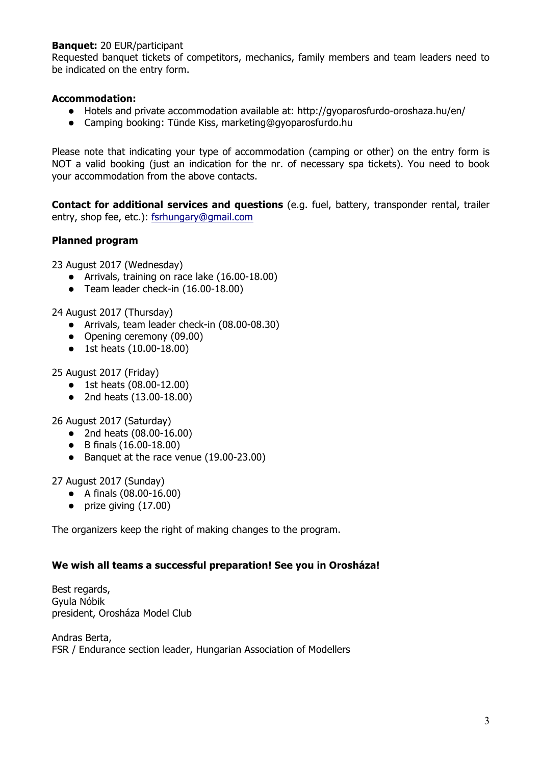**Banquet:** 20 EUR/participant
Requested banquet tickets of competitors, mechanics, family members and team leaders need to be indicated on the entry form.

**Accommodation:**

- Hotels and private accommodation available at: http://gyoparosfurdo-oroshaza.hu/en/
- Camping booking: Tünde Kiss, marketing@gyoparosfurdo.hu

Please note that indicating your type of accommodation (camping or other) on the entry form is NOT a valid booking (just an indication for the nr. of necessary spa tickets). You need to book your accommodation from the above contacts.

**Contact for additional services and questions** (e.g. fuel, battery, transponder rental, trailer entry, shop fee, etc.): fsrhungary@gmail.com

**Planned program**

23 August 2017 (Wednesday)

- Arrivals, training on race lake (16.00-18.00)
- Team leader check-in (16.00-18.00)

24 August 2017 (Thursday)

- Arrivals, team leader check-in (08.00-08.30)
- Opening ceremony (09.00)
- 1st heats (10.00-18.00)

25 August 2017 (Friday)

- 1st heats (08.00-12.00)
- 2nd heats (13.00-18.00)

26 August 2017 (Saturday)

- 2nd heats (08.00-16.00)
- B finals (16.00-18.00)
- Banquet at the race venue (19.00-23.00)

27 August 2017 (Sunday)

- A finals (08.00-16.00)
- prize giving (17.00)

The organizers keep the right of making changes to the program.

**We wish all teams a successful preparation! See you in Orosháza!**

Best regards,
Gyula Nóbik
president, Orosháza Model Club

Andras Berta,
FSR / Endurance section leader, Hungarian Association of Modellers